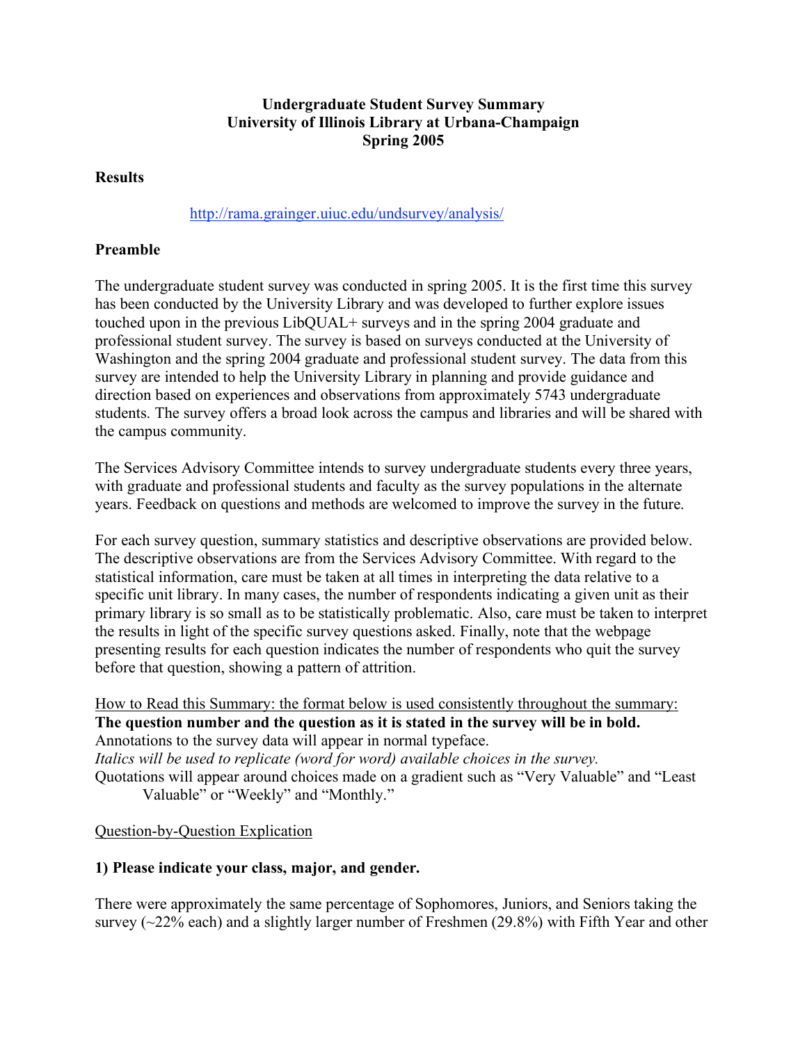# Undergraduate Student Survey Summary
# University of Illinois Library at Urbana-Champaign
# Spring 2005

**Results**

http://rama.grainger.uiuc.edu/undsurvey/analysis/

**Preamble**

The undergraduate student survey was conducted in spring 2005. It is the first time this survey has been conducted by the University Library and was developed to further explore issues touched upon in the previous LibQUAL+ surveys and in the spring 2004 graduate and professional student survey. The survey is based on surveys conducted at the University of Washington and the spring 2004 graduate and professional student survey. The data from this survey are intended to help the University Library in planning and provide guidance and direction based on experiences and observations from approximately 5743 undergraduate students. The survey offers a broad look across the campus and libraries and will be shared with the campus community.

The Services Advisory Committee intends to survey undergraduate students every three years, with graduate and professional students and faculty as the survey populations in the alternate years. Feedback on questions and methods are welcomed to improve the survey in the future.

For each survey question, summary statistics and descriptive observations are provided below. The descriptive observations are from the Services Advisory Committee. With regard to the statistical information, care must be taken at all times in interpreting the data relative to a specific unit library. In many cases, the number of respondents indicating a given unit as their primary library is so small as to be statistically problematic. Also, care must be taken to interpret the results in light of the specific survey questions asked. Finally, note that the webpage presenting results for each question indicates the number of respondents who quit the survey before that question, showing a pattern of attrition.

How to Read this Summary: the format below is used consistently throughout the summary:
**The question number and the question as it is stated in the survey will be in bold.**
Annotations to the survey data will appear in normal typeface.
*Italics will be used to replicate (word for word) available choices in the survey.*
Quotations will appear around choices made on a gradient such as "Very Valuable" and "Least Valuable" or "Weekly" and "Monthly."

Question-by-Question Explication

**1) Please indicate your class, major, and gender.**

There were approximately the same percentage of Sophomores, Juniors, and Seniors taking the survey (~22% each) and a slightly larger number of Freshmen (29.8%) with Fifth Year and other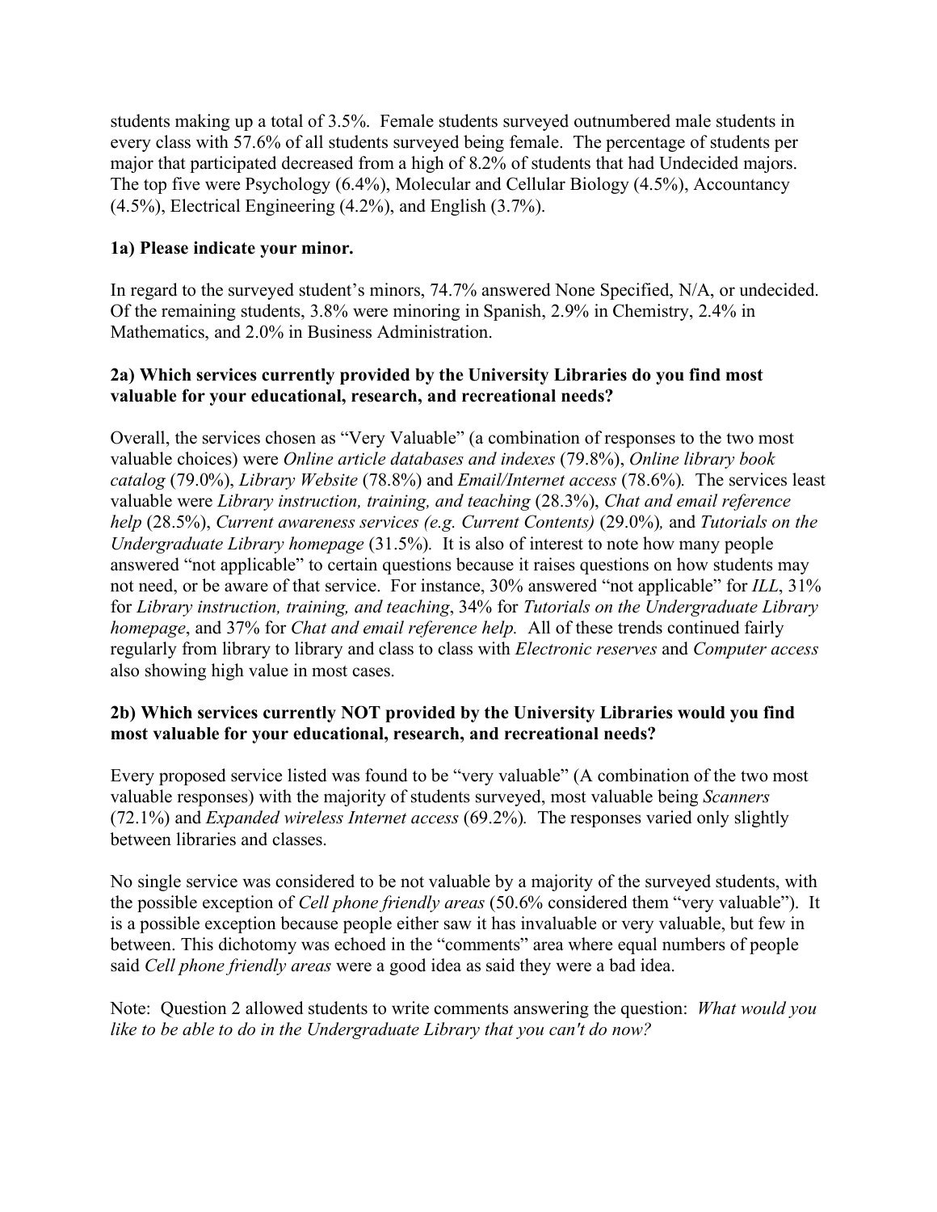students making up a total of 3.5%. Female students surveyed outnumbered male students in every class with 57.6% of all students surveyed being female. The percentage of students per major that participated decreased from a high of 8.2% of students that had Undecided majors. The top five were Psychology (6.4%), Molecular and Cellular Biology (4.5%), Accountancy (4.5%), Electrical Engineering (4.2%), and English (3.7%).

**1a) Please indicate your minor.**

In regard to the surveyed student's minors, 74.7% answered None Specified, N/A, or undecided. Of the remaining students, 3.8% were minoring in Spanish, 2.9% in Chemistry, 2.4% in Mathematics, and 2.0% in Business Administration.

**2a) Which services currently provided by the University Libraries do you find most valuable for your educational, research, and recreational needs?**

Overall, the services chosen as "Very Valuable" (a combination of responses to the two most valuable choices) were *Online article databases and indexes* (79.8%), *Online library book catalog* (79.0%), *Library Website* (78.8%) and *Email/Internet access* (78.6%). The services least valuable were *Library instruction, training, and teaching* (28.3%), *Chat and email reference help* (28.5%), *Current awareness services (e.g. Current Contents)* (29.0%), and *Tutorials on the Undergraduate Library homepage* (31.5%). It is also of interest to note how many people answered "not applicable" to certain questions because it raises questions on how students may not need, or be aware of that service. For instance, 30% answered "not applicable" for *ILL*, 31% for *Library instruction, training, and teaching*, 34% for *Tutorials on the Undergraduate Library homepage*, and 37% for *Chat and email reference help.* All of these trends continued fairly regularly from library to library and class to class with *Electronic reserves* and *Computer access* also showing high value in most cases.

**2b) Which services currently NOT provided by the University Libraries would you find most valuable for your educational, research, and recreational needs?**

Every proposed service listed was found to be "very valuable" (A combination of the two most valuable responses) with the majority of students surveyed, most valuable being *Scanners* (72.1%) and *Expanded wireless Internet access* (69.2%). The responses varied only slightly between libraries and classes.

No single service was considered to be not valuable by a majority of the surveyed students, with the possible exception of *Cell phone friendly areas* (50.6% considered them "very valuable"). It is a possible exception because people either saw it has invaluable or very valuable, but few in between. This dichotomy was echoed in the "comments" area where equal numbers of people said *Cell phone friendly areas* were a good idea as said they were a bad idea.

Note: Question 2 allowed students to write comments answering the question: *What would you like to be able to do in the Undergraduate Library that you can't do now?*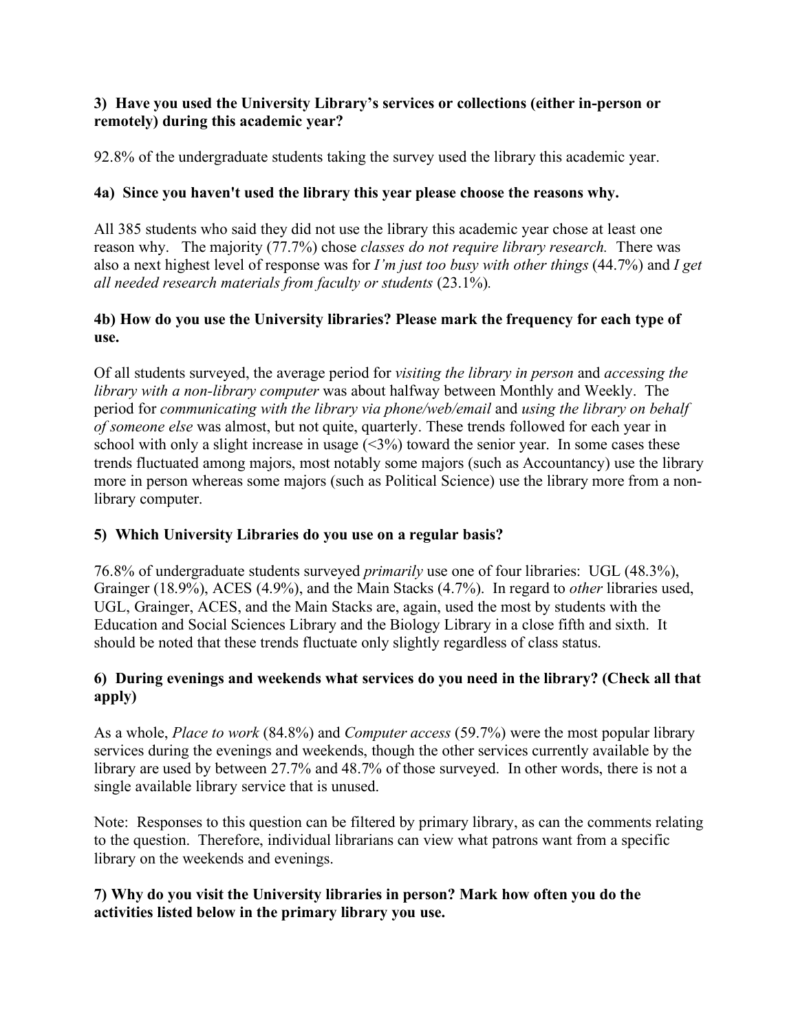**3) Have you used the University Library's services or collections (either in-person or remotely) during this academic year?**

92.8% of the undergraduate students taking the survey used the library this academic year.

**4a) Since you haven't used the library this year please choose the reasons why.**

All 385 students who said they did not use the library this academic year chose at least one reason why. The majority (77.7%) chose *classes do not require library research.* There was also a next highest level of response was for *I'm just too busy with other things* (44.7%) and *I get all needed research materials from faculty or students* (23.1%).

**4b) How do you use the University libraries? Please mark the frequency for each type of use.**

Of all students surveyed, the average period for *visiting the library in person* and *accessing the library with a non-library computer* was about halfway between Monthly and Weekly. The period for *communicating with the library via phone/web/email* and *using the library on behalf of someone else* was almost, but not quite, quarterly. These trends followed for each year in school with only a slight increase in usage (<3%) toward the senior year. In some cases these trends fluctuated among majors, most notably some majors (such as Accountancy) use the library more in person whereas some majors (such as Political Science) use the library more from a non-library computer.

**5) Which University Libraries do you use on a regular basis?**

76.8% of undergraduate students surveyed *primarily* use one of four libraries: UGL (48.3%), Grainger (18.9%), ACES (4.9%), and the Main Stacks (4.7%). In regard to *other* libraries used, UGL, Grainger, ACES, and the Main Stacks are, again, used the most by students with the Education and Social Sciences Library and the Biology Library in a close fifth and sixth. It should be noted that these trends fluctuate only slightly regardless of class status.

**6) During evenings and weekends what services do you need in the library? (Check all that apply)**

As a whole, *Place to work* (84.8%) and *Computer access* (59.7%) were the most popular library services during the evenings and weekends, though the other services currently available by the library are used by between 27.7% and 48.7% of those surveyed. In other words, there is not a single available library service that is unused.

Note: Responses to this question can be filtered by primary library, as can the comments relating to the question. Therefore, individual librarians can view what patrons want from a specific library on the weekends and evenings.

**7) Why do you visit the University libraries in person? Mark how often you do the activities listed below in the primary library you use.**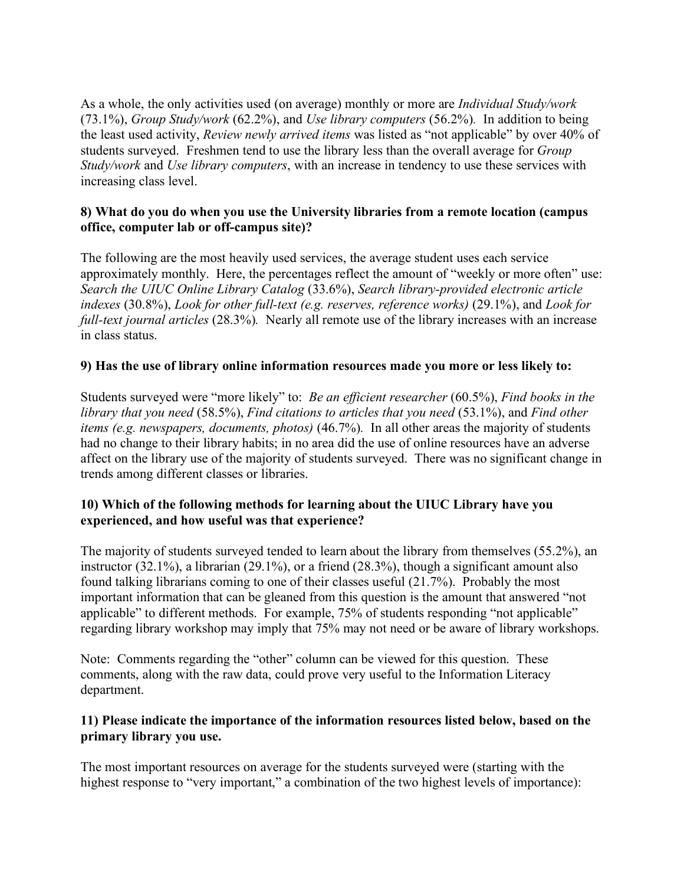As a whole, the only activities used (on average) monthly or more are *Individual Study/work* (73.1%), *Group Study/work* (62.2%), and *Use library computers* (56.2%). In addition to being the least used activity, *Review newly arrived items* was listed as "not applicable" by over 40% of students surveyed. Freshmen tend to use the library less than the overall average for *Group Study/work* and *Use library computers*, with an increase in tendency to use these services with increasing class level.

**8) What do you do when you use the University libraries from a remote location (campus office, computer lab or off-campus site)?**

The following are the most heavily used services, the average student uses each service approximately monthly. Here, the percentages reflect the amount of "weekly or more often" use: *Search the UIUC Online Library Catalog* (33.6%), *Search library-provided electronic article indexes* (30.8%), *Look for other full-text (e.g. reserves, reference works)* (29.1%), and *Look for full-text journal articles* (28.3%). Nearly all remote use of the library increases with an increase in class status.

**9) Has the use of library online information resources made you more or less likely to:**

Students surveyed were "more likely" to: *Be an efficient researcher* (60.5%), *Find books in the library that you need* (58.5%), *Find citations to articles that you need* (53.1%), and *Find other items (e.g. newspapers, documents, photos)* (46.7%). In all other areas the majority of students had no change to their library habits; in no area did the use of online resources have an adverse affect on the library use of the majority of students surveyed. There was no significant change in trends among different classes or libraries.

**10) Which of the following methods for learning about the UIUC Library have you experienced, and how useful was that experience?**

The majority of students surveyed tended to learn about the library from themselves (55.2%), an instructor (32.1%), a librarian (29.1%), or a friend (28.3%), though a significant amount also found talking librarians coming to one of their classes useful (21.7%). Probably the most important information that can be gleaned from this question is the amount that answered "not applicable" to different methods. For example, 75% of students responding "not applicable" regarding library workshop may imply that 75% may not need or be aware of library workshops.

Note: Comments regarding the "other" column can be viewed for this question. These comments, along with the raw data, could prove very useful to the Information Literacy department.

**11) Please indicate the importance of the information resources listed below, based on the primary library you use.**

The most important resources on average for the students surveyed were (starting with the highest response to "very important," a combination of the two highest levels of importance):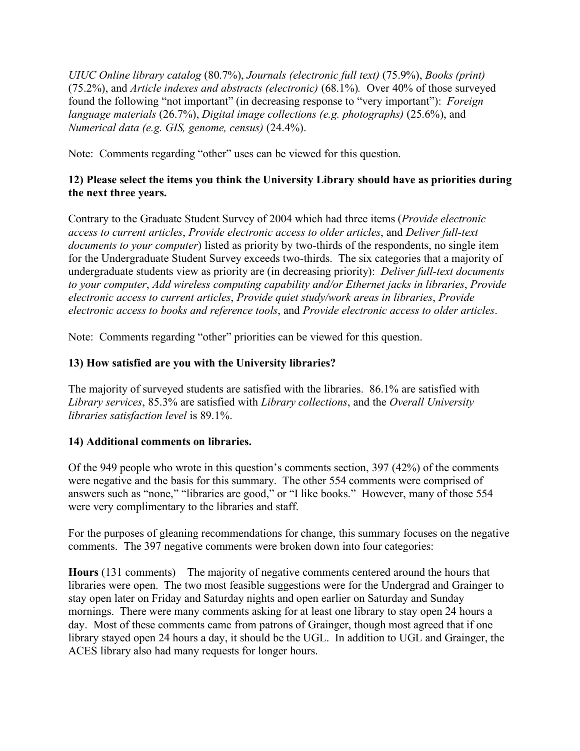*UIUC Online library catalog* (80.7%), *Journals (electronic full text)* (75.9%), *Books (print)* (75.2%), and *Article indexes and abstracts (electronic)* (68.1%)*.* Over 40% of those surveyed found the following "not important" (in decreasing response to "very important"): *Foreign language materials* (26.7%), *Digital image collections (e.g. photographs)* (25.6%), and *Numerical data (e.g. GIS, genome, census)* (24.4%).

Note: Comments regarding "other" uses can be viewed for this question.

**12) Please select the items you think the University Library should have as priorities during the next three years.**

Contrary to the Graduate Student Survey of 2004 which had three items (*Provide electronic access to current articles*, *Provide electronic access to older articles*, and *Deliver full-text documents to your computer*) listed as priority by two-thirds of the respondents, no single item for the Undergraduate Student Survey exceeds two-thirds. The six categories that a majority of undergraduate students view as priority are (in decreasing priority): *Deliver full-text documents to your computer*, *Add wireless computing capability and/or Ethernet jacks in libraries*, *Provide electronic access to current articles*, *Provide quiet study/work areas in libraries*, *Provide electronic access to books and reference tools*, and *Provide electronic access to older articles*.

Note: Comments regarding "other" priorities can be viewed for this question.

**13) How satisfied are you with the University libraries?**

The majority of surveyed students are satisfied with the libraries. 86.1% are satisfied with *Library services*, 85.3% are satisfied with *Library collections*, and the *Overall University libraries satisfaction level* is 89.1%.

**14) Additional comments on libraries.**

Of the 949 people who wrote in this question's comments section, 397 (42%) of the comments were negative and the basis for this summary. The other 554 comments were comprised of answers such as "none," "libraries are good," or "I like books." However, many of those 554 were very complimentary to the libraries and staff.

For the purposes of gleaning recommendations for change, this summary focuses on the negative comments. The 397 negative comments were broken down into four categories:

**Hours** (131 comments) – The majority of negative comments centered around the hours that libraries were open. The two most feasible suggestions were for the Undergrad and Grainger to stay open later on Friday and Saturday nights and open earlier on Saturday and Sunday mornings. There were many comments asking for at least one library to stay open 24 hours a day. Most of these comments came from patrons of Grainger, though most agreed that if one library stayed open 24 hours a day, it should be the UGL. In addition to UGL and Grainger, the ACES library also had many requests for longer hours.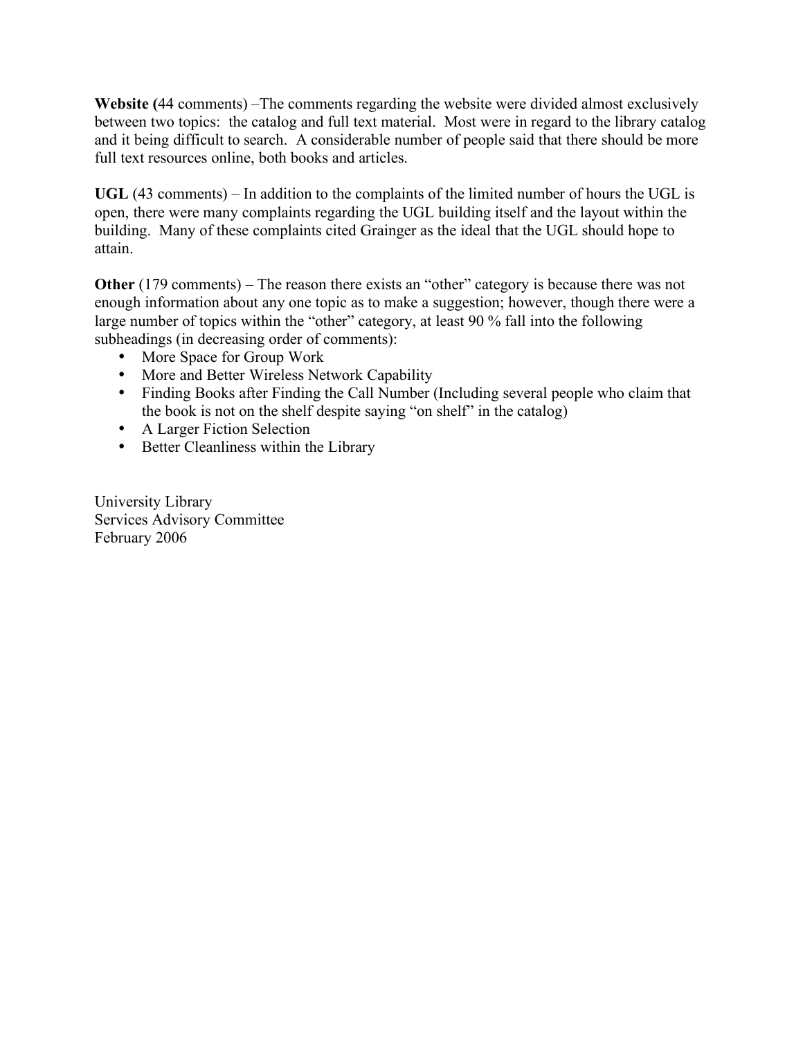**Website (**44 comments) –The comments regarding the website were divided almost exclusively between two topics: the catalog and full text material. Most were in regard to the library catalog and it being difficult to search. A considerable number of people said that there should be more full text resources online, both books and articles.

**UGL** (43 comments) – In addition to the complaints of the limited number of hours the UGL is open, there were many complaints regarding the UGL building itself and the layout within the building. Many of these complaints cited Grainger as the ideal that the UGL should hope to attain.

**Other** (179 comments) – The reason there exists an "other" category is because there was not enough information about any one topic as to make a suggestion; however, though there were a large number of topics within the "other" category, at least 90 % fall into the following subheadings (in decreasing order of comments):

- More Space for Group Work
- More and Better Wireless Network Capability
- Finding Books after Finding the Call Number (Including several people who claim that the book is not on the shelf despite saying "on shelf" in the catalog)
- A Larger Fiction Selection
- Better Cleanliness within the Library

University Library
Services Advisory Committee
February 2006